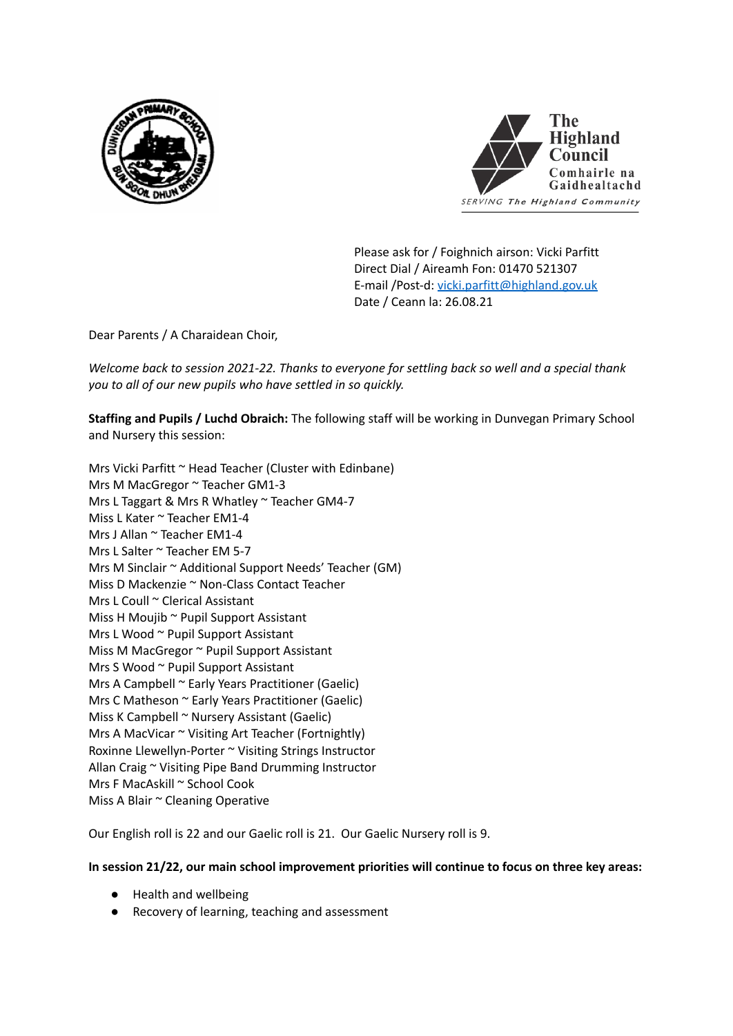The Highland Council
Comhairle na Gaidhealtachd
SERVING The Highland Community

Please ask for / Foighnich airson: Vicki Parfitt
Direct Dial / Aireamh Fon: 01470 521307
E-mail /Post-d: vicki.parfitt@highland.gov.uk
Date / Ceann la: 26.08.21

Dear Parents / A Charaidean Choir,

*Welcome back to session 2021-22. Thanks to everyone for settling back so well and a special thank you to all of our new pupils who have settled in so quickly.*

**Staffing and Pupils / Luchd Obraich:** The following staff will be working in Dunvegan Primary School and Nursery this session:

Mrs Vicki Parfitt ~ Head Teacher (Cluster with Edinbane)
Mrs M MacGregor ~ Teacher GM1-3
Mrs L Taggart & Mrs R Whatley ~ Teacher GM4-7
Miss L Kater ~ Teacher EM1-4
Mrs J Allan ~ Teacher EM1-4
Mrs L Salter ~ Teacher EM 5-7
Mrs M Sinclair ~ Additional Support Needs' Teacher (GM)
Miss D Mackenzie ~ Non-Class Contact Teacher
Mrs L Coull ~ Clerical Assistant
Miss H Moujib ~ Pupil Support Assistant
Mrs L Wood ~ Pupil Support Assistant
Miss M MacGregor ~ Pupil Support Assistant
Mrs S Wood ~ Pupil Support Assistant
Mrs A Campbell ~ Early Years Practitioner (Gaelic)
Mrs C Matheson ~ Early Years Practitioner (Gaelic)
Miss K Campbell ~ Nursery Assistant (Gaelic)
Mrs A MacVicar ~ Visiting Art Teacher (Fortnightly)
Roxinne Llewellyn-Porter ~ Visiting Strings Instructor
Allan Craig ~ Visiting Pipe Band Drumming Instructor
Mrs F MacAskill ~ School Cook
Miss A Blair ~ Cleaning Operative

Our English roll is 22 and our Gaelic roll is 21. Our Gaelic Nursery roll is 9.

**In session 21/22, our main school improvement priorities will continue to focus on three key areas:**

- Health and wellbeing
- Recovery of learning, teaching and assessment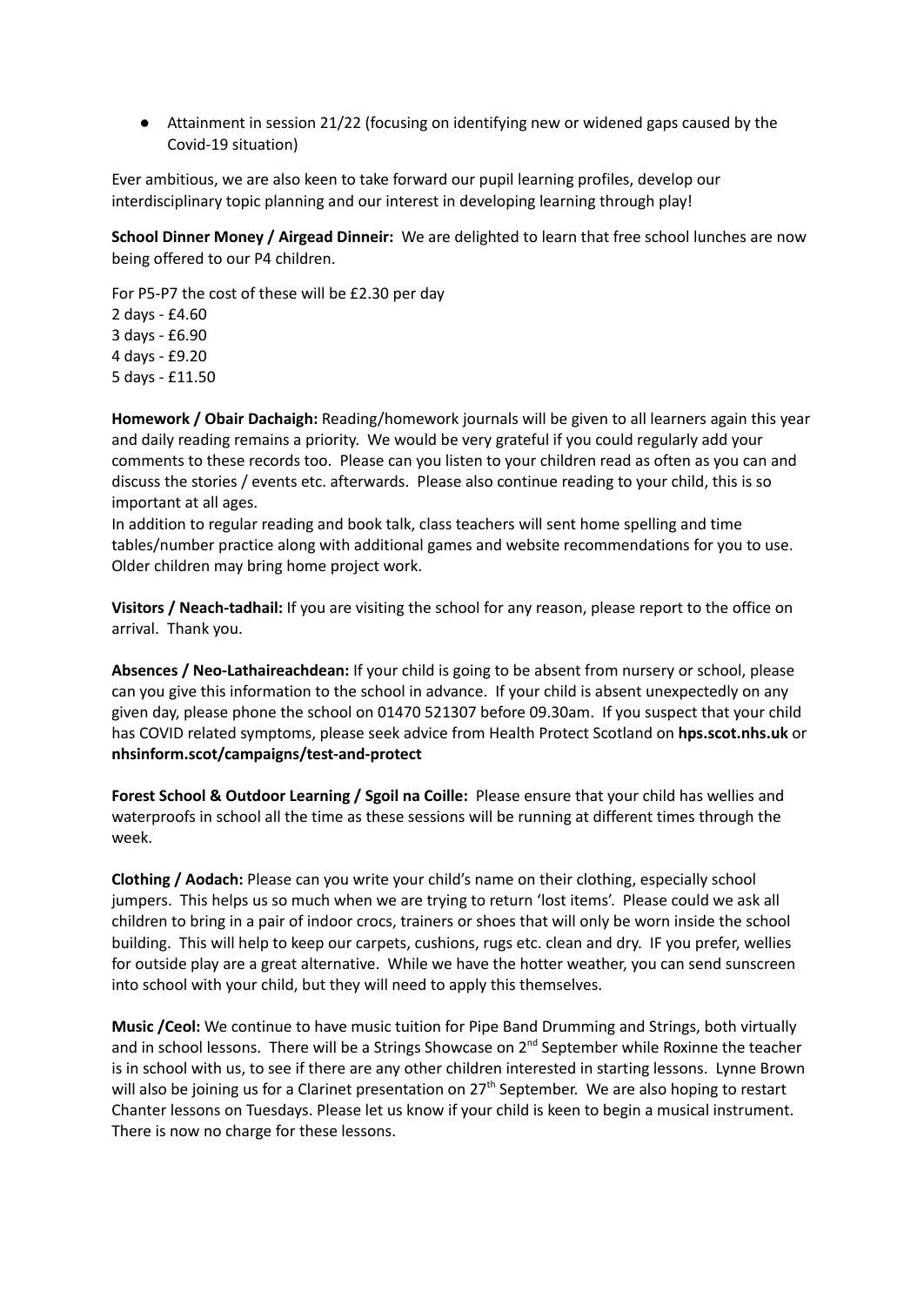- Attainment in session 21/22 (focusing on identifying new or widened gaps caused by the Covid-19 situation)

Ever ambitious, we are also keen to take forward our pupil learning profiles, develop our interdisciplinary topic planning and our interest in developing learning through play!

**School Dinner Money / Airgead Dinneir:** We are delighted to learn that free school lunches are now being offered to our P4 children.

For P5-P7 the cost of these will be £2.30 per day
2 days - £4.60
3 days - £6.90
4 days - £9.20
5 days - £11.50

**Homework / Obair Dachaigh:** Reading/homework journals will be given to all learners again this year and daily reading remains a priority. We would be very grateful if you could regularly add your comments to these records too. Please can you listen to your children read as often as you can and discuss the stories / events etc. afterwards. Please also continue reading to your child, this is so important at all ages.
In addition to regular reading and book talk, class teachers will sent home spelling and time tables/number practice along with additional games and website recommendations for you to use. Older children may bring home project work.

**Visitors / Neach-tadhail:** If you are visiting the school for any reason, please report to the office on arrival. Thank you.

**Absences / Neo-Lathaireachdean:** If your child is going to be absent from nursery or school, please can you give this information to the school in advance. If your child is absent unexpectedly on any given day, please phone the school on 01470 521307 before 09.30am. If you suspect that your child has COVID related symptoms, please seek advice from Health Protect Scotland on **hps.scot.nhs.uk** or **nhsinform.scot/campaigns/test-and-protect**

**Forest School & Outdoor Learning / Sgoil na Coille:** Please ensure that your child has wellies and waterproofs in school all the time as these sessions will be running at different times through the week.

**Clothing / Aodach:** Please can you write your child's name on their clothing, especially school jumpers. This helps us so much when we are trying to return 'lost items'. Please could we ask all children to bring in a pair of indoor crocs, trainers or shoes that will only be worn inside the school building. This will help to keep our carpets, cushions, rugs etc. clean and dry. IF you prefer, wellies for outside play are a great alternative. While we have the hotter weather, you can send sunscreen into school with your child, but they will need to apply this themselves.

**Music /Ceol:** We continue to have music tuition for Pipe Band Drumming and Strings, both virtually and in school lessons. There will be a Strings Showcase on 2nd September while Roxinne the teacher is in school with us, to see if there are any other children interested in starting lessons. Lynne Brown will also be joining us for a Clarinet presentation on 27th September. We are also hoping to restart Chanter lessons on Tuesdays. Please let us know if your child is keen to begin a musical instrument. There is now no charge for these lessons.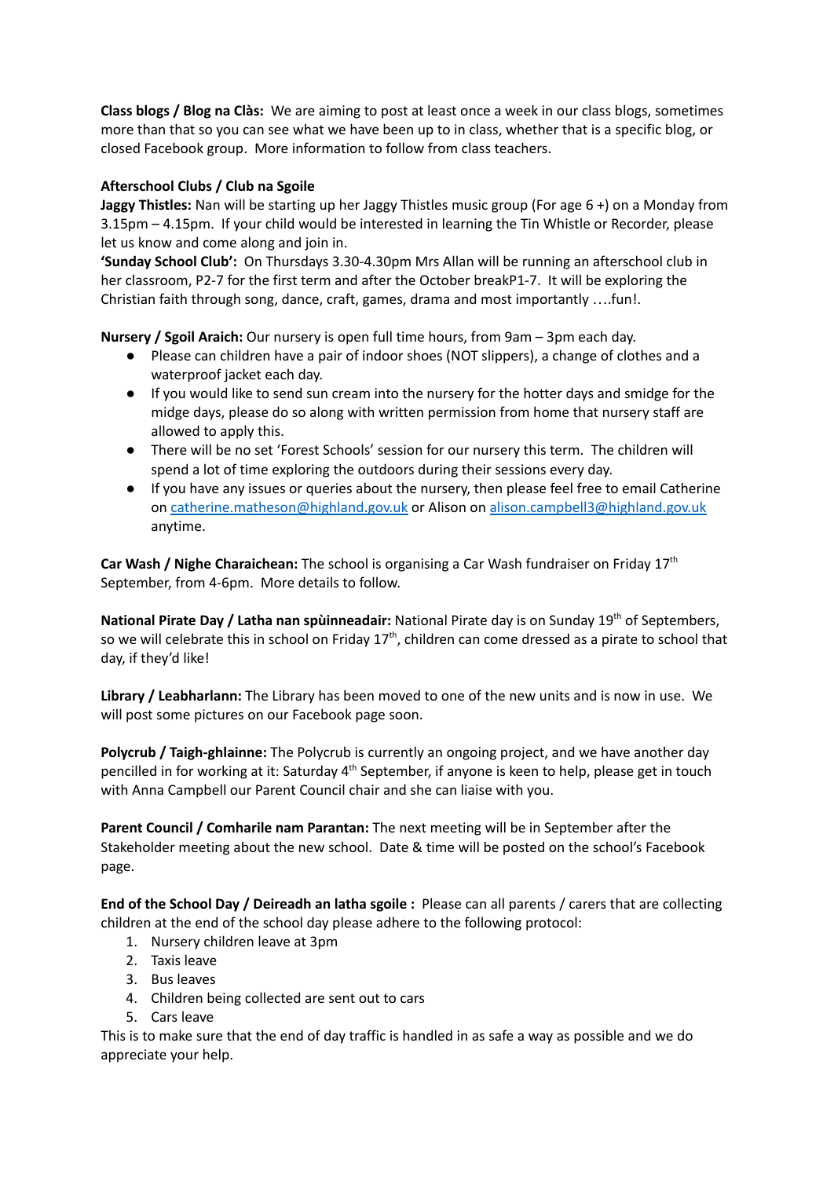**Class blogs / Blog na Clàs:** We are aiming to post at least once a week in our class blogs, sometimes more than that so you can see what we have been up to in class, whether that is a specific blog, or closed Facebook group. More information to follow from class teachers.

**Afterschool Clubs / Club na Sgoile**

**Jaggy Thistles:** Nan will be starting up her Jaggy Thistles music group (For age 6 +) on a Monday from 3.15pm – 4.15pm. If your child would be interested in learning the Tin Whistle or Recorder, please let us know and come along and join in.

**'Sunday School Club':** On Thursdays 3.30-4.30pm Mrs Allan will be running an afterschool club in her classroom, P2-7 for the first term and after the October breakP1-7. It will be exploring the Christian faith through song, dance, craft, games, drama and most importantly ….fun!.

**Nursery / Sgoil Araich:** Our nursery is open full time hours, from 9am – 3pm each day.

- Please can children have a pair of indoor shoes (NOT slippers), a change of clothes and a waterproof jacket each day.
- If you would like to send sun cream into the nursery for the hotter days and smidge for the midge days, please do so along with written permission from home that nursery staff are allowed to apply this.
- There will be no set 'Forest Schools' session for our nursery this term. The children will spend a lot of time exploring the outdoors during their sessions every day.
- If you have any issues or queries about the nursery, then please feel free to email Catherine on catherine.matheson@highland.gov.uk or Alison on alison.campbell3@highland.gov.uk anytime.

**Car Wash / Nighe Charaichean:** The school is organising a Car Wash fundraiser on Friday 17th September, from 4-6pm. More details to follow.

**National Pirate Day / Latha nan spùinneadair:** National Pirate day is on Sunday 19th of Septembers, so we will celebrate this in school on Friday 17th, children can come dressed as a pirate to school that day, if they'd like!

**Library / Leabharlann:** The Library has been moved to one of the new units and is now in use. We will post some pictures on our Facebook page soon.

**Polycrub / Taigh-ghlainne:** The Polycrub is currently an ongoing project, and we have another day pencilled in for working at it: Saturday 4th September, if anyone is keen to help, please get in touch with Anna Campbell our Parent Council chair and she can liaise with you.

**Parent Council / Comharile nam Parantan:** The next meeting will be in September after the Stakeholder meeting about the new school. Date & time will be posted on the school's Facebook page.

**End of the School Day / Deireadh an latha sgoile :** Please can all parents / carers that are collecting children at the end of the school day please adhere to the following protocol:

1. Nursery children leave at 3pm
2. Taxis leave
3. Bus leaves
4. Children being collected are sent out to cars
5. Cars leave

This is to make sure that the end of day traffic is handled in as safe a way as possible and we do appreciate your help.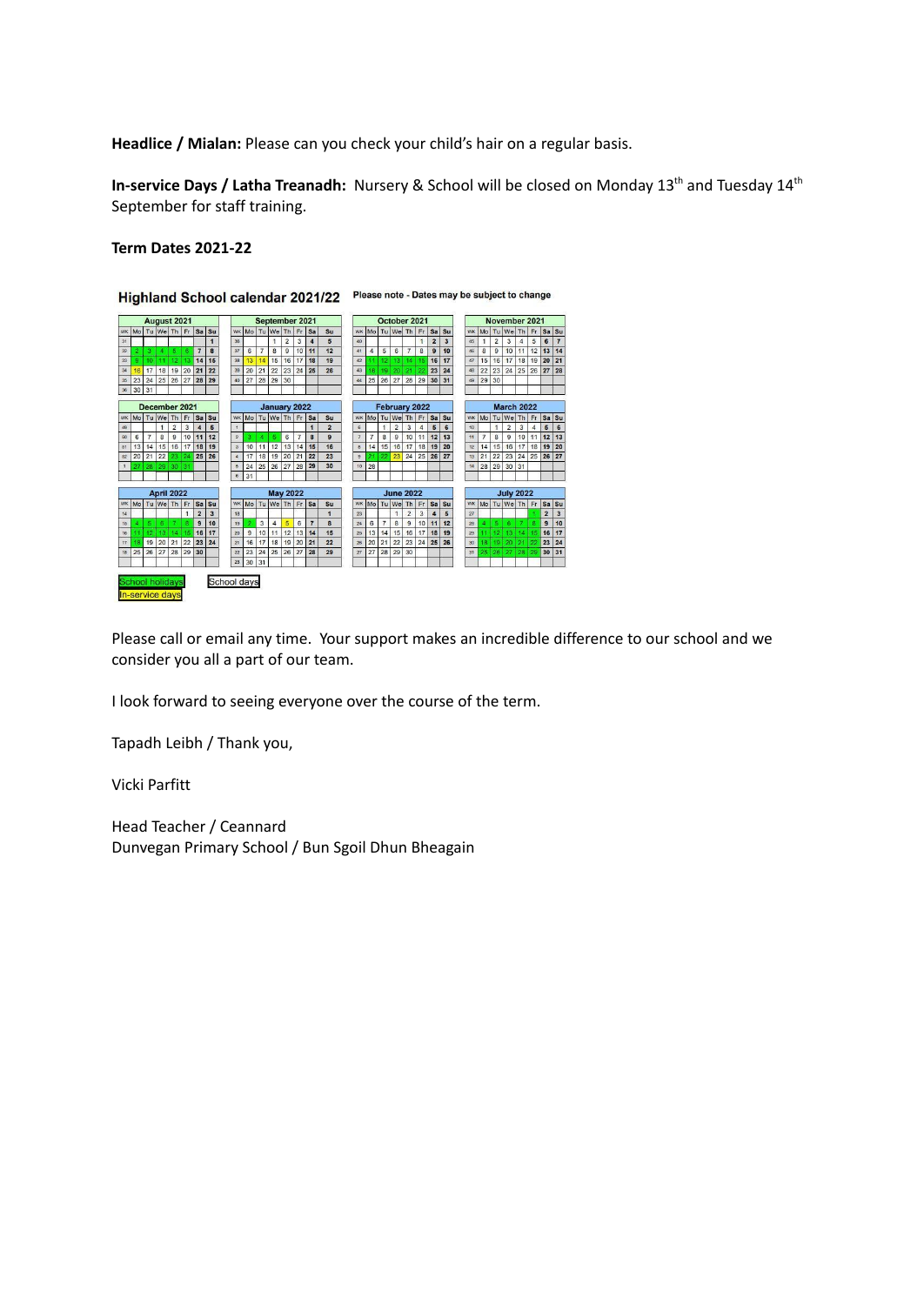**Headlice / Mialan:** Please can you check your child's hair on a regular basis.

**In-service Days / Latha Treanadh:** Nursery & School will be closed on Monday 13th and Tuesday 14th September for staff training.

**Term Dates 2021-22**

**Highland School calendar 2021/22** Please note - Dates may be subject to change

School holidays

In-service days

School days

Please call or email any time. Your support makes an incredible difference to our school and we consider you all a part of our team.

I look forward to seeing everyone over the course of the term.

Tapadh Leibh / Thank you,

Vicki Parfitt

Head Teacher / Ceannard
Dunvegan Primary School / Bun Sgoil Dhun Bheagain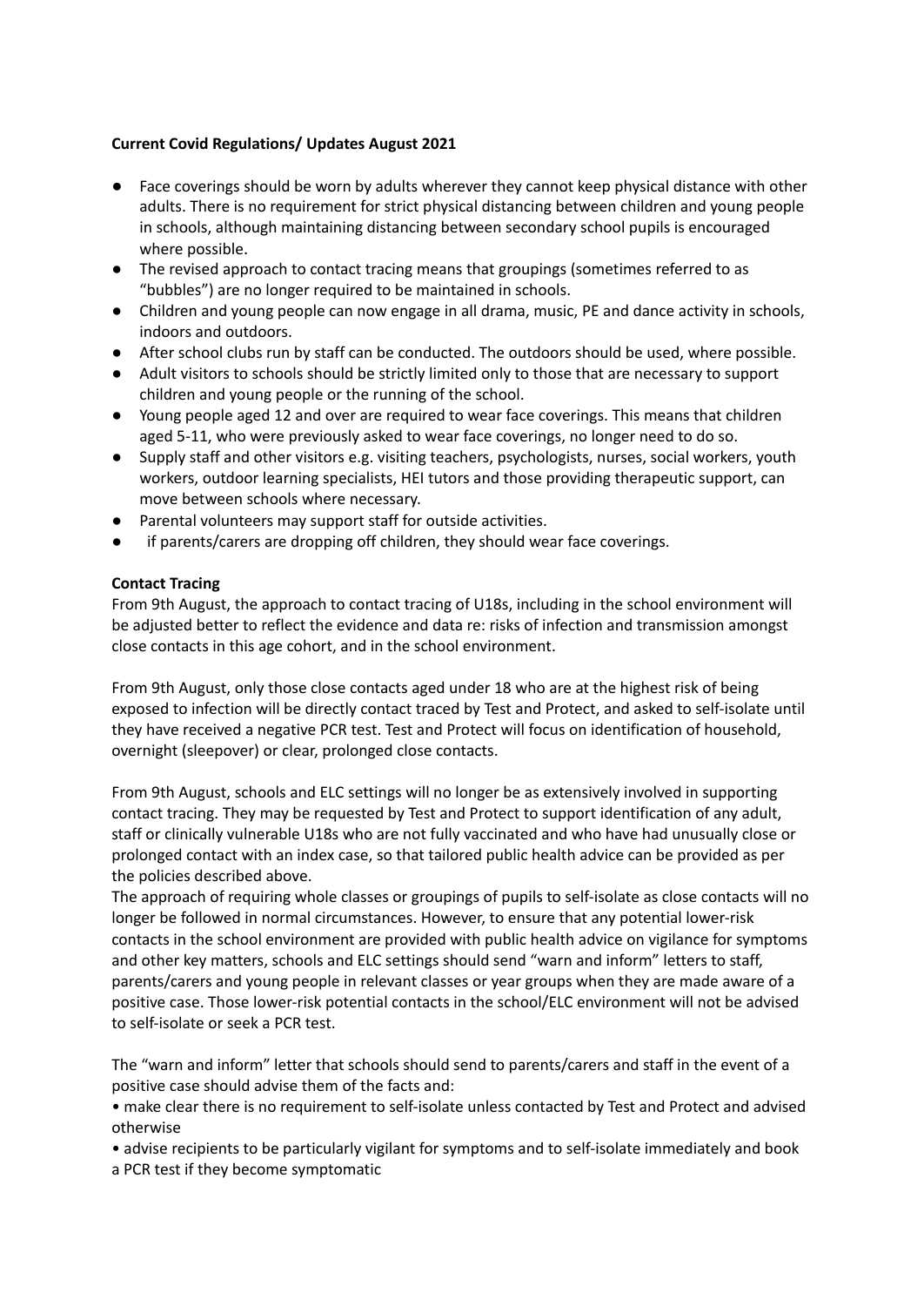**Current Covid Regulations/ Updates August 2021**

- Face coverings should be worn by adults wherever they cannot keep physical distance with other adults. There is no requirement for strict physical distancing between children and young people in schools, although maintaining distancing between secondary school pupils is encouraged where possible.
- The revised approach to contact tracing means that groupings (sometimes referred to as "bubbles") are no longer required to be maintained in schools.
- Children and young people can now engage in all drama, music, PE and dance activity in schools, indoors and outdoors.
- After school clubs run by staff can be conducted. The outdoors should be used, where possible.
- Adult visitors to schools should be strictly limited only to those that are necessary to support children and young people or the running of the school.
- Young people aged 12 and over are required to wear face coverings. This means that children aged 5-11, who were previously asked to wear face coverings, no longer need to do so.
- Supply staff and other visitors e.g. visiting teachers, psychologists, nurses, social workers, youth workers, outdoor learning specialists, HEI tutors and those providing therapeutic support, can move between schools where necessary.
- Parental volunteers may support staff for outside activities.
- if parents/carers are dropping off children, they should wear face coverings.

**Contact Tracing**

From 9th August, the approach to contact tracing of U18s, including in the school environment will be adjusted better to reflect the evidence and data re: risks of infection and transmission amongst close contacts in this age cohort, and in the school environment.

From 9th August, only those close contacts aged under 18 who are at the highest risk of being exposed to infection will be directly contact traced by Test and Protect, and asked to self-isolate until they have received a negative PCR test. Test and Protect will focus on identification of household, overnight (sleepover) or clear, prolonged close contacts.

From 9th August, schools and ELC settings will no longer be as extensively involved in supporting contact tracing. They may be requested by Test and Protect to support identification of any adult, staff or clinically vulnerable U18s who are not fully vaccinated and who have had unusually close or prolonged contact with an index case, so that tailored public health advice can be provided as per the policies described above.

The approach of requiring whole classes or groupings of pupils to self-isolate as close contacts will no longer be followed in normal circumstances. However, to ensure that any potential lower-risk contacts in the school environment are provided with public health advice on vigilance for symptoms and other key matters, schools and ELC settings should send "warn and inform" letters to staff, parents/carers and young people in relevant classes or year groups when they are made aware of a positive case. Those lower-risk potential contacts in the school/ELC environment will not be advised to self-isolate or seek a PCR test.

The "warn and inform" letter that schools should send to parents/carers and staff in the event of a positive case should advise them of the facts and:

- make clear there is no requirement to self-isolate unless contacted by Test and Protect and advised otherwise
- advise recipients to be particularly vigilant for symptoms and to self-isolate immediately and book a PCR test if they become symptomatic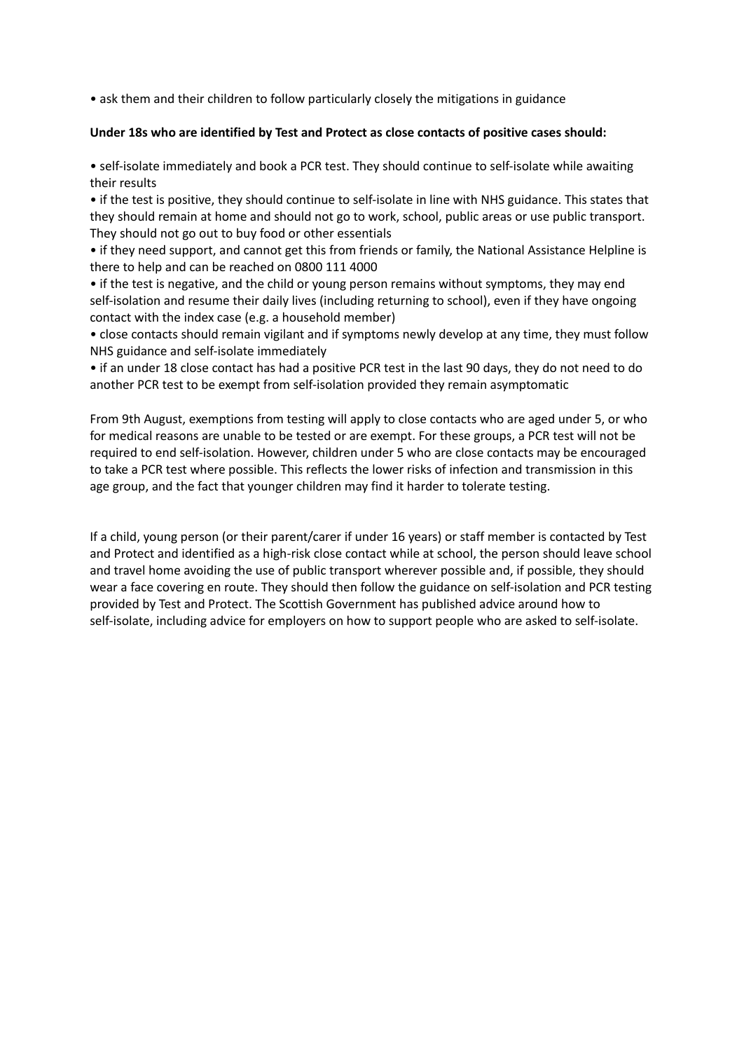- ask them and their children to follow particularly closely the mitigations in guidance

**Under 18s who are identified by Test and Protect as close contacts of positive cases should:**

- self-isolate immediately and book a PCR test. They should continue to self-isolate while awaiting their results
- if the test is positive, they should continue to self-isolate in line with NHS guidance. This states that they should remain at home and should not go to work, school, public areas or use public transport. They should not go out to buy food or other essentials
- if they need support, and cannot get this from friends or family, the National Assistance Helpline is there to help and can be reached on 0800 111 4000
- if the test is negative, and the child or young person remains without symptoms, they may end self-isolation and resume their daily lives (including returning to school), even if they have ongoing contact with the index case (e.g. a household member)
- close contacts should remain vigilant and if symptoms newly develop at any time, they must follow NHS guidance and self-isolate immediately
- if an under 18 close contact has had a positive PCR test in the last 90 days, they do not need to do another PCR test to be exempt from self-isolation provided they remain asymptomatic

From 9th August, exemptions from testing will apply to close contacts who are aged under 5, or who for medical reasons are unable to be tested or are exempt. For these groups, a PCR test will not be required to end self-isolation. However, children under 5 who are close contacts may be encouraged to take a PCR test where possible. This reflects the lower risks of infection and transmission in this age group, and the fact that younger children may find it harder to tolerate testing.

If a child, young person (or their parent/carer if under 16 years) or staff member is contacted by Test and Protect and identified as a high-risk close contact while at school, the person should leave school and travel home avoiding the use of public transport wherever possible and, if possible, they should wear a face covering en route. They should then follow the guidance on self-isolation and PCR testing provided by Test and Protect. The Scottish Government has published advice around how to self-isolate, including advice for employers on how to support people who are asked to self-isolate.